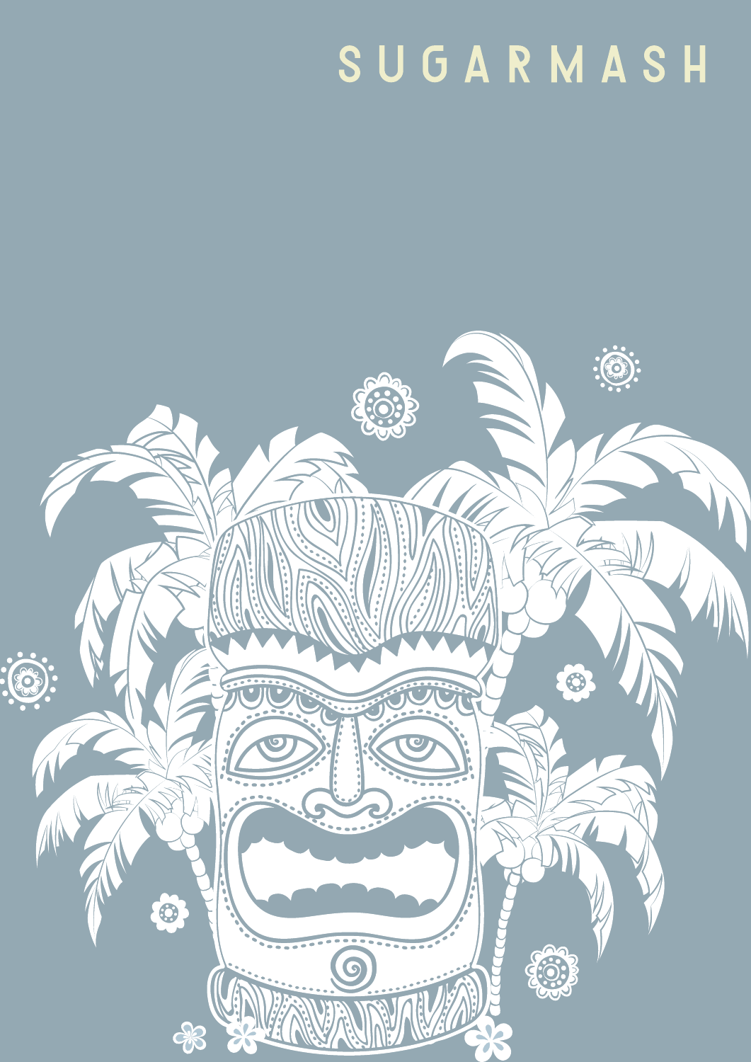# SUGARMASH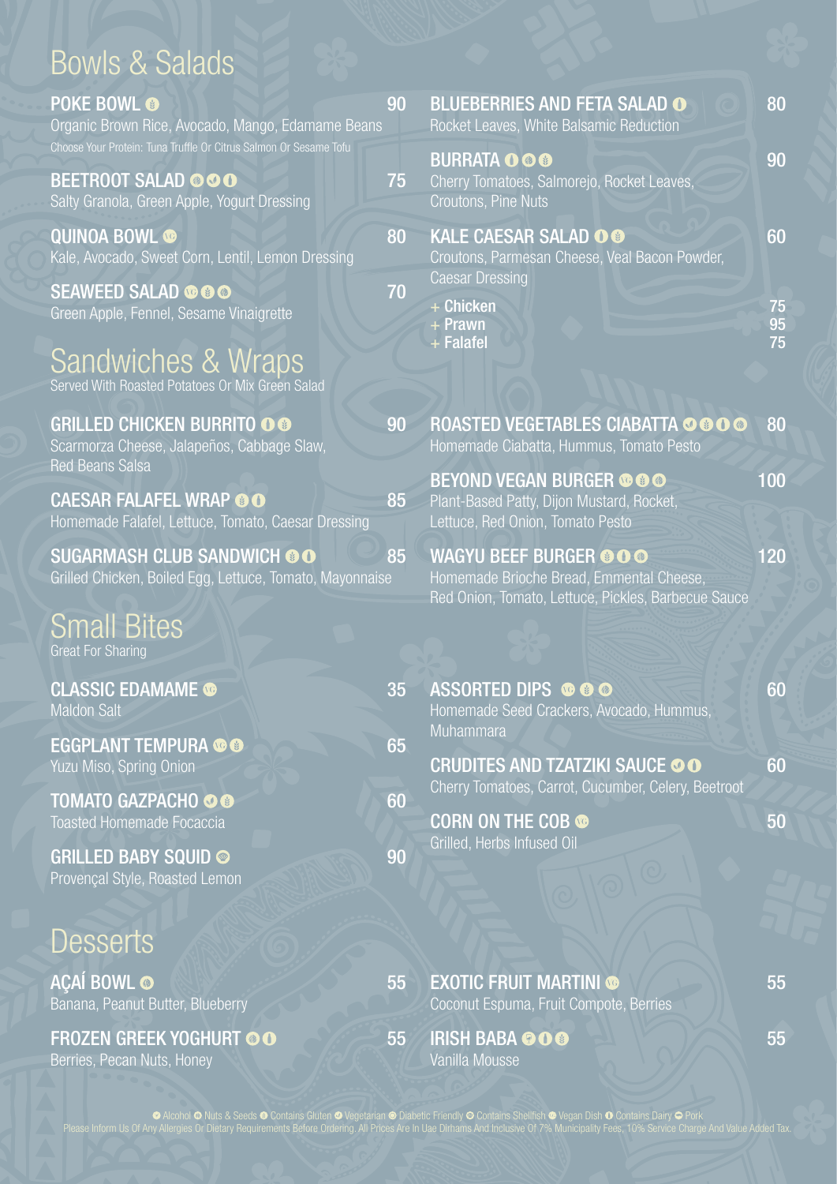## Bowls & Salads

**POKE BOWL** — 90
Organic Brown Rice, Avocado, Mango, Edamame Beans
Choose Your Protein: Tuna Truffle Or Citrus Salmon Or Sesame Tofu

**BEETROOT SALAD** — 75
Salty Granola, Green Apple, Yogurt Dressing

**QUINOA BOWL** — 80
Kale, Avocado, Sweet Corn, Lentil, Lemon Dressing

**SEAWEED SALAD** — 70
Green Apple, Fennel, Sesame Vinaigrette

**BLUEBERRIES AND FETA SALAD** — 80
Rocket Leaves, White Balsamic Reduction

**BURRATA** — 90
Cherry Tomatoes, Salmorejo, Rocket Leaves, Croutons, Pine Nuts

**KALE CAESAR SALAD** — 60
Croutons, Parmesan Cheese, Veal Bacon Powder, Caesar Dressing

- \+ Chicken — 75
- \+ Prawn — 95
- \+ Falafel — 75

## Sandwiches & Wraps

Served With Roasted Potatoes Or Mix Green Salad

**GRILLED CHICKEN BURRITO** — 90
Scarmorza Cheese, Jalapeños, Cabbage Slaw, Red Beans Salsa

**CAESAR FALAFEL WRAP** — 85
Homemade Falafel, Lettuce, Tomato, Caesar Dressing

**SUGARMASH CLUB SANDWICH** — 85
Grilled Chicken, Boiled Egg, Lettuce, Tomato, Mayonnaise

**ROASTED VEGETABLES CIABATTA** — 80
Homemade Ciabatta, Hummus, Tomato Pesto

**BEYOND VEGAN BURGER** — 100
Plant-Based Patty, Dijon Mustard, Rocket, Lettuce, Red Onion, Tomato Pesto

**WAGYU BEEF BURGER** — 120
Homemade Brioche Bread, Emmental Cheese, Red Onion, Tomato, Lettuce, Pickles, Barbecue Sauce

## Small Bites

Great For Sharing

**CLASSIC EDAMAME** — 35
Maldon Salt

**EGGPLANT TEMPURA** — 65
Yuzu Miso, Spring Onion

**TOMATO GAZPACHO** — 60
Toasted Homemade Focaccia

**GRILLED BABY SQUID** — 90
Provençal Style, Roasted Lemon

**ASSORTED DIPS** — 60
Homemade Seed Crackers, Avocado, Hummus, Muhammara

**CRUDITES AND TZATZIKI SAUCE** — 60
Cherry Tomatoes, Carrot, Cucumber, Celery, Beetroot

**CORN ON THE COB** — 50
Grilled, Herbs Infused Oil

## Desserts

**AÇAÍ BOWL** — 55
Banana, Peanut Butter, Blueberry

**FROZEN GREEK YOGHURT** — 55
Berries, Pecan Nuts, Honey

**EXOTIC FRUIT MARTINI** — 55
Coconut Espuma, Fruit Compote, Berries

**IRISH BABA** — 55
Vanilla Mousse

Alcohol · Nuts & Seeds · Contains Gluten · Vegetarian · Diabetic Friendly · Contains Shellfish · Vegan Dish · Contains Dairy · Pork

Please Inform Us Of Any Allergies Or Dietary Requirements Before Ordering. All Prices Are In Uae Dirhams And Inclusive Of 7% Municipality Fees, 10% Service Charge And Value Added Tax.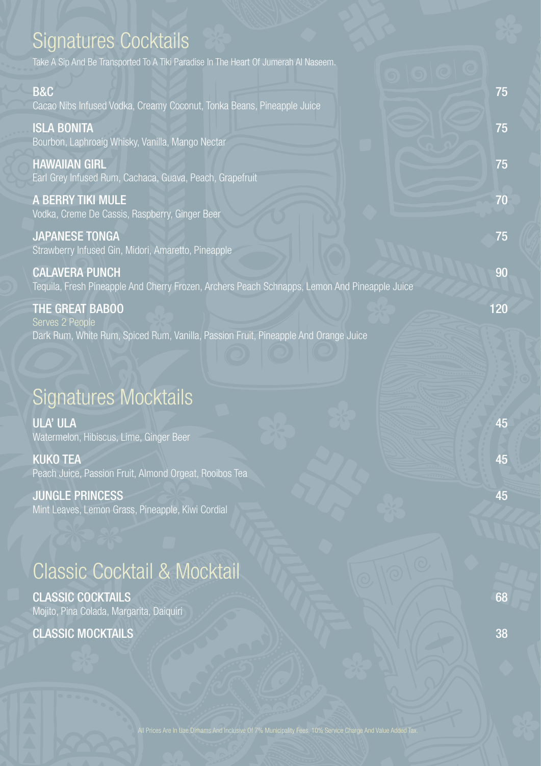## Signatures Cocktails

Take A Sip And Be Transported To A Tiki Paradise In The Heart Of Jumerah Al Naseem.

**B&C** — 75
Cacao Nibs Infused Vodka, Creamy Coconut, Tonka Beans, Pineapple Juice

**ISLA BONITA** — 75
Bourbon, Laphroaig Whisky, Vanilla, Mango Nectar

**HAWAIIAN GIRL** — 75
Earl Grey Infused Rum, Cachaca, Guava, Peach, Grapefruit

**A BERRY TIKI MULE** — 70
Vodka, Creme De Cassis, Raspberry, Ginger Beer

**JAPANESE TONGA** — 75
Strawberry Infused Gin, Midori, Amaretto, Pineapple

**CALAVERA PUNCH** — 90
Tequila, Fresh Pineapple And Cherry Frozen, Archers Peach Schnapps, Lemon And Pineapple Juice

**THE GREAT BABOO** — 120
Serves 2 People
Dark Rum, White Rum, Spiced Rum, Vanilla, Passion Fruit, Pineapple And Orange Juice

## Signatures Mocktails

**ULA' ULA** — 45
Watermelon, Hibiscus, Lime, Ginger Beer

**KUKO TEA** — 45
Peach Juice, Passion Fruit, Almond Orgeat, Rooibos Tea

**JUNGLE PRINCESS** — 45
Mint Leaves, Lemon Grass, Pineapple, Kiwi Cordial

## Classic Cocktail & Mocktail

**CLASSIC COCKTAILS** — 68
Mojito, Pina Colada, Margarita, Daiquiri

**CLASSIC MOCKTAILS** — 38

All Prices Are In Uae Dirhams And Inclusive Of 7% Municipality Fees, 10% Service Charge And Value Added Tax.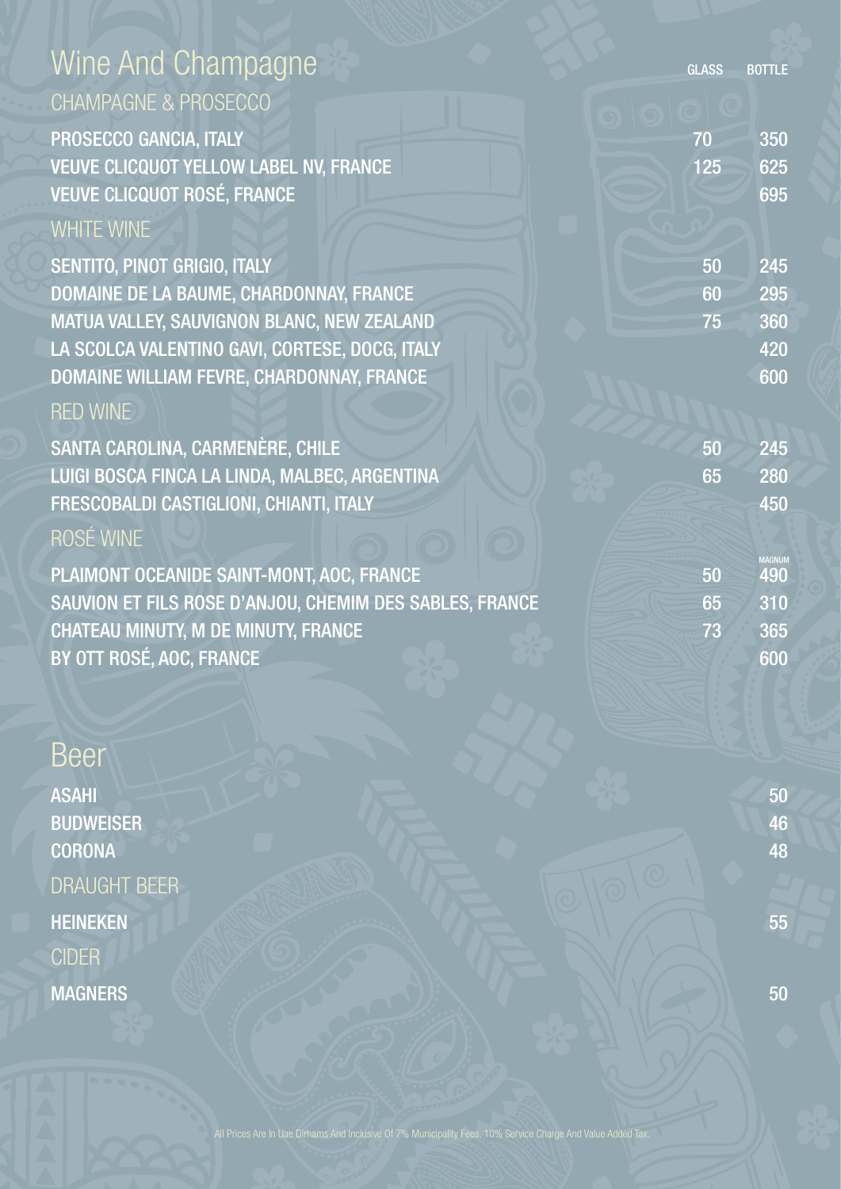# Wine And Champagne

| | GLASS | BOTTLE |
|---|---|---|
| **CHAMPAGNE & PROSECCO** | | |
| PROSECCO GANCIA, ITALY | 70 | 350 |
| VEUVE CLICQUOT YELLOW LABEL NV, FRANCE | 125 | 625 |
| VEUVE CLICQUOT ROSÉ, FRANCE | | 695 |
| **WHITE WINE** | | |
| SENTITO, PINOT GRIGIO, ITALY | 50 | 245 |
| DOMAINE DE LA BAUME, CHARDONNAY, FRANCE | 60 | 295 |
| MATUA VALLEY, SAUVIGNON BLANC, NEW ZEALAND | 75 | 360 |
| LA SCOLCA VALENTINO GAVI, CORTESE, DOCG, ITALY | | 420 |
| DOMAINE WILLIAM FEVRE, CHARDONNAY, FRANCE | | 600 |
| **RED WINE** | | |
| SANTA CAROLINA, CARMENÈRE, CHILE | 50 | 245 |
| LUIGI BOSCA FINCA LA LINDA, MALBEC, ARGENTINA | 65 | 280 |
| FRESCOBALDI CASTIGLIONI, CHIANTI, ITALY | | 450 |
| **ROSÉ WINE** | | |
| PLAIMONT OCEANIDE SAINT-MONT, AOC, FRANCE | 50 | MAGNUM 490 |
| SAUVION ET FILS ROSE D'ANJOU, CHEMIM DES SABLES, FRANCE | 65 | 310 |
| CHATEAU MINUTY, M DE MINUTY, FRANCE | 73 | 365 |
| BY OTT ROSÉ, AOC, FRANCE | | 600 |

# Beer

| | |
|---|---|
| ASAHI | 50 |
| BUDWEISER | 46 |
| CORONA | 48 |
| **DRAUGHT BEER** | |
| HEINEKEN | 55 |
| **CIDER** | |
| MAGNERS | 50 |

All Prices Are In Uae Dirhams And Inclusive Of 7% Municipality Fees, 10% Service Charge And Value Added Tax.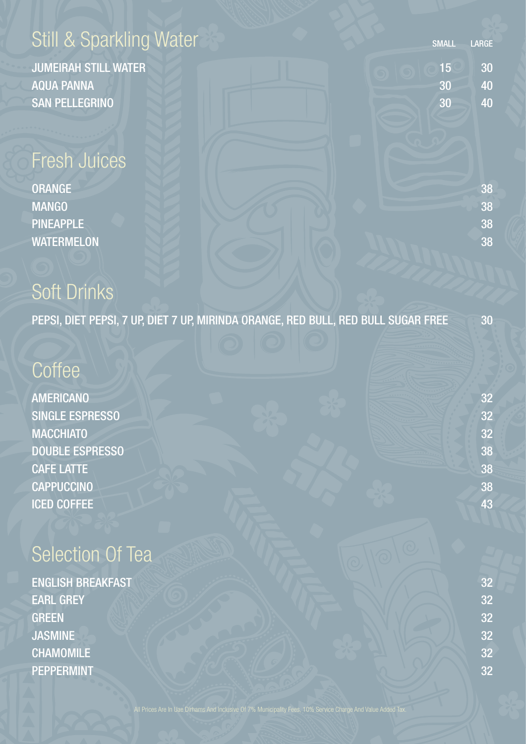## Still & Sparkling Water

| | SMALL | LARGE |
| --- | --- | --- |
| JUMEIRAH STILL WATER | 15 | 30 |
| AQUA PANNA | 30 | 40 |
| SAN PELLEGRINO | 30 | 40 |

## Fresh Juices

| | |
| --- | --- |
| ORANGE | 38 |
| MANGO | 38 |
| PINEAPPLE | 38 |
| WATERMELON | 38 |

## Soft Drinks

| | |
| --- | --- |
| PEPSI, DIET PEPSI, 7 UP, DIET 7 UP, MIRINDA ORANGE, RED BULL, RED BULL SUGAR FREE | 30 |

## Coffee

| | |
| --- | --- |
| AMERICANO | 32 |
| SINGLE ESPRESSO | 32 |
| MACCHIATO | 32 |
| DOUBLE ESPRESSO | 38 |
| CAFE LATTE | 38 |
| CAPPUCCINO | 38 |
| ICED COFFEE | 43 |

## Selection Of Tea

| | |
| --- | --- |
| ENGLISH BREAKFAST | 32 |
| EARL GREY | 32 |
| GREEN | 32 |
| JASMINE | 32 |
| CHAMOMILE | 32 |
| PEPPERMINT | 32 |

All Prices Are In Uae Dirhams And Inclusive Of 7% Municipality Fees, 10% Service Charge And Value Added Tax.